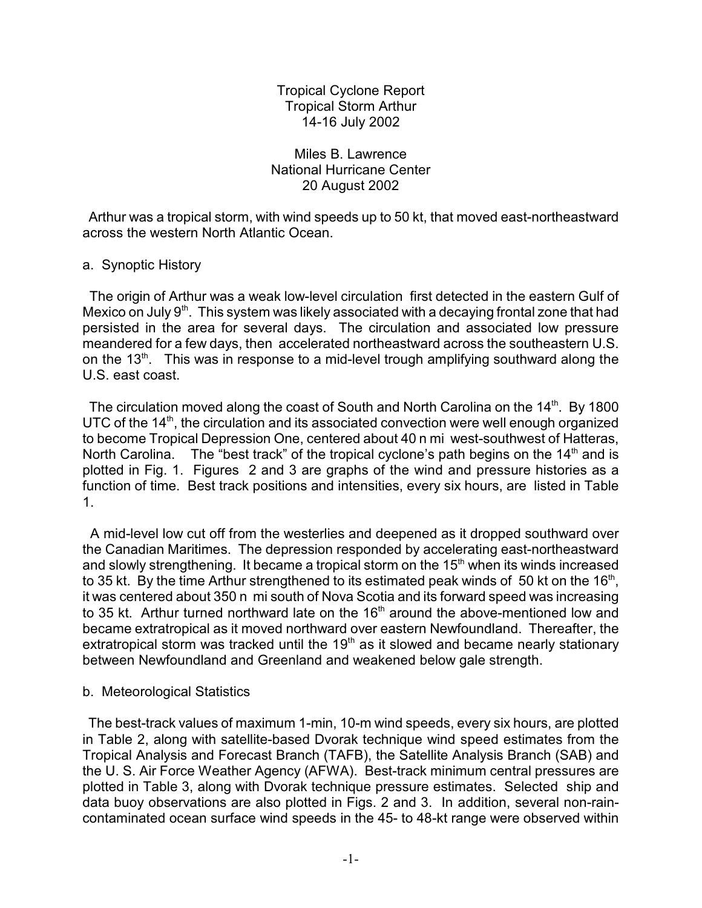Tropical Cyclone Report
Tropical Storm Arthur
14-16 July 2002

Miles B. Lawrence
National Hurricane Center
20 August 2002

Arthur was a tropical storm, with wind speeds up to 50 kt, that moved east-northeastward across the western North Atlantic Ocean.

## a. Synoptic History

The origin of Arthur was a weak low-level circulation first detected in the eastern Gulf of Mexico on July 9th. This system was likely associated with a decaying frontal zone that had persisted in the area for several days. The circulation and associated low pressure meandered for a few days, then accelerated northeastward across the southeastern U.S. on the 13th. This was in response to a mid-level trough amplifying southward along the U.S. east coast.

The circulation moved along the coast of South and North Carolina on the 14th. By 1800 UTC of the 14th, the circulation and its associated convection were well enough organized to become Tropical Depression One, centered about 40 n mi west-southwest of Hatteras, North Carolina. The "best track" of the tropical cyclone's path begins on the 14th and is plotted in Fig. 1. Figures 2 and 3 are graphs of the wind and pressure histories as a function of time. Best track positions and intensities, every six hours, are listed in Table 1.

A mid-level low cut off from the westerlies and deepened as it dropped southward over the Canadian Maritimes. The depression responded by accelerating east-northeastward and slowly strengthening. It became a tropical storm on the 15th when its winds increased to 35 kt. By the time Arthur strengthened to its estimated peak winds of 50 kt on the 16th, it was centered about 350 n mi south of Nova Scotia and its forward speed was increasing to 35 kt. Arthur turned northward late on the 16th around the above-mentioned low and became extratropical as it moved northward over eastern Newfoundland. Thereafter, the extratropical storm was tracked until the 19th as it slowed and became nearly stationary between Newfoundland and Greenland and weakened below gale strength.

## b. Meteorological Statistics

The best-track values of maximum 1-min, 10-m wind speeds, every six hours, are plotted in Table 2, along with satellite-based Dvorak technique wind speed estimates from the Tropical Analysis and Forecast Branch (TAFB), the Satellite Analysis Branch (SAB) and the U. S. Air Force Weather Agency (AFWA). Best-track minimum central pressures are plotted in Table 3, along with Dvorak technique pressure estimates. Selected ship and data buoy observations are also plotted in Figs. 2 and 3. In addition, several non-rain-contaminated ocean surface wind speeds in the 45- to 48-kt range were observed within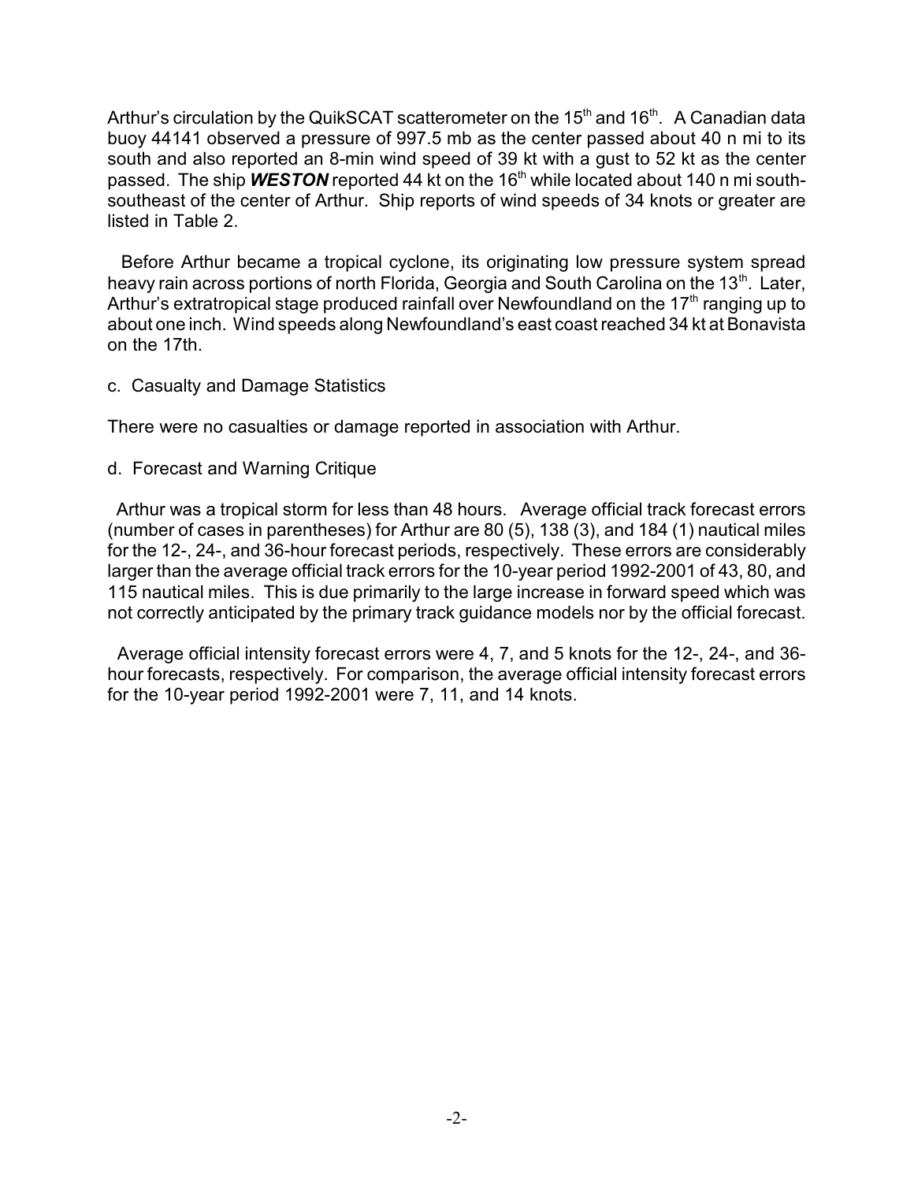Arthur's circulation by the QuikSCAT scatterometer on the 15th and 16th. A Canadian data buoy 44141 observed a pressure of 997.5 mb as the center passed about 40 n mi to its south and also reported an 8-min wind speed of 39 kt with a gust to 52 kt as the center passed. The ship ***WESTON*** reported 44 kt on the 16th while located about 140 n mi south-southeast of the center of Arthur. Ship reports of wind speeds of 34 knots or greater are listed in Table 2.

Before Arthur became a tropical cyclone, its originating low pressure system spread heavy rain across portions of north Florida, Georgia and South Carolina on the 13th. Later, Arthur's extratropical stage produced rainfall over Newfoundland on the 17th ranging up to about one inch. Wind speeds along Newfoundland's east coast reached 34 kt at Bonavista on the 17th.

c. Casualty and Damage Statistics

There were no casualties or damage reported in association with Arthur.

d. Forecast and Warning Critique

Arthur was a tropical storm for less than 48 hours. Average official track forecast errors (number of cases in parentheses) for Arthur are 80 (5), 138 (3), and 184 (1) nautical miles for the 12-, 24-, and 36-hour forecast periods, respectively. These errors are considerably larger than the average official track errors for the 10-year period 1992-2001 of 43, 80, and 115 nautical miles. This is due primarily to the large increase in forward speed which was not correctly anticipated by the primary track guidance models nor by the official forecast.

Average official intensity forecast errors were 4, 7, and 5 knots for the 12-, 24-, and 36-hour forecasts, respectively. For comparison, the average official intensity forecast errors for the 10-year period 1992-2001 were 7, 11, and 14 knots.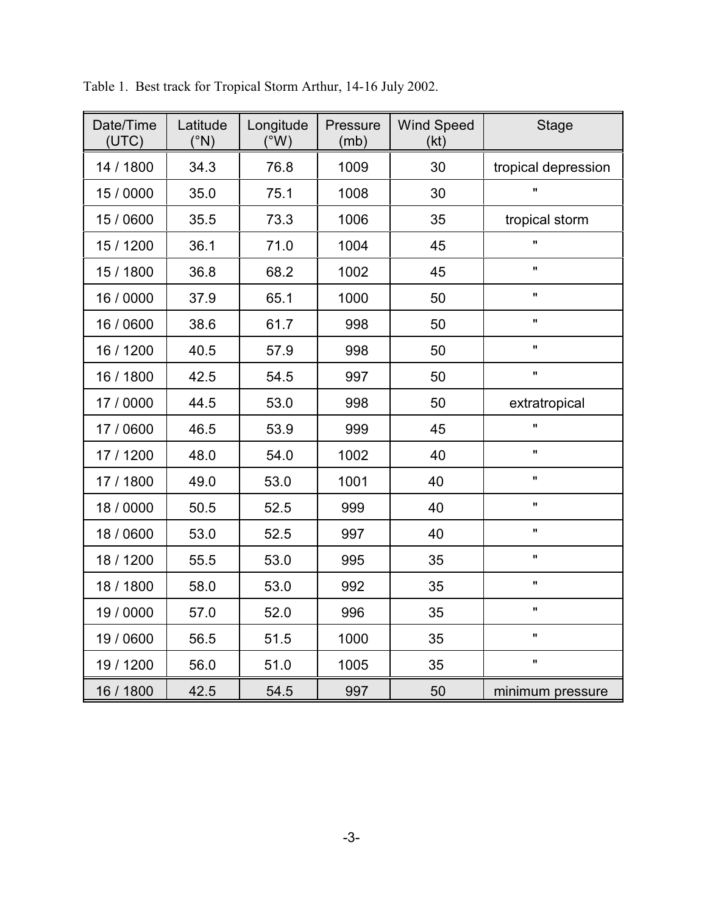Table 1. Best track for Tropical Storm Arthur, 14-16 July 2002.

| Date/Time (UTC) | Latitude (°N) | Longitude (°W) | Pressure (mb) | Wind Speed (kt) | Stage |
|---|---|---|---|---|---|
| 14 / 1800 | 34.3 | 76.8 | 1009 | 30 | tropical depression |
| 15 / 0000 | 35.0 | 75.1 | 1008 | 30 | " |
| 15 / 0600 | 35.5 | 73.3 | 1006 | 35 | tropical storm |
| 15 / 1200 | 36.1 | 71.0 | 1004 | 45 | " |
| 15 / 1800 | 36.8 | 68.2 | 1002 | 45 | " |
| 16 / 0000 | 37.9 | 65.1 | 1000 | 50 | " |
| 16 / 0600 | 38.6 | 61.7 | 998 | 50 | " |
| 16 / 1200 | 40.5 | 57.9 | 998 | 50 | " |
| 16 / 1800 | 42.5 | 54.5 | 997 | 50 | " |
| 17 / 0000 | 44.5 | 53.0 | 998 | 50 | extratropical |
| 17 / 0600 | 46.5 | 53.9 | 999 | 45 | " |
| 17 / 1200 | 48.0 | 54.0 | 1002 | 40 | " |
| 17 / 1800 | 49.0 | 53.0 | 1001 | 40 | " |
| 18 / 0000 | 50.5 | 52.5 | 999 | 40 | " |
| 18 / 0600 | 53.0 | 52.5 | 997 | 40 | " |
| 18 / 1200 | 55.5 | 53.0 | 995 | 35 | " |
| 18 / 1800 | 58.0 | 53.0 | 992 | 35 | " |
| 19 / 0000 | 57.0 | 52.0 | 996 | 35 | " |
| 19 / 0600 | 56.5 | 51.5 | 1000 | 35 | " |
| 19 / 1200 | 56.0 | 51.0 | 1005 | 35 | " |
| 16 / 1800 | 42.5 | 54.5 | 997 | 50 | minimum pressure |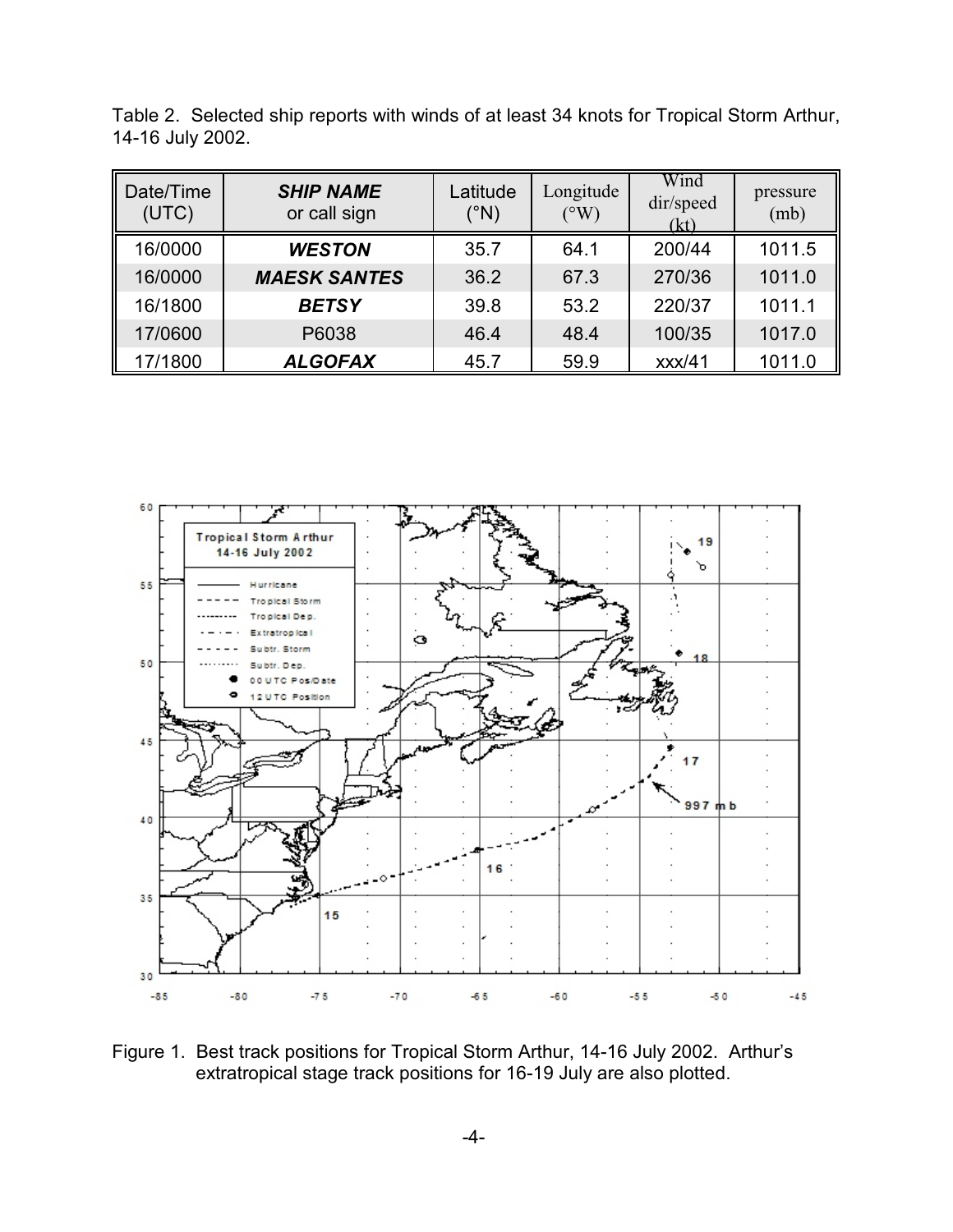Table 2. Selected ship reports with winds of at least 34 knots for Tropical Storm Arthur, 14-16 July 2002.

| Date/Time (UTC) | ***SHIP NAME*** or call sign | Latitude (°N) | Longitude (°W) | Wind dir/speed (kt) | pressure (mb) |
|---|---|---|---|---|---|
| 16/0000 | ***WESTON*** | 35.7 | 64.1 | 200/44 | 1011.5 |
| 16/0000 | ***MAESK SANTES*** | 36.2 | 67.3 | 270/36 | 1011.0 |
| 16/1800 | ***BETSY*** | 39.8 | 53.2 | 220/37 | 1011.1 |
| 17/0600 | P6038 | 46.4 | 48.4 | 100/35 | 1017.0 |
| 17/1800 | ***ALGOFAX*** | 45.7 | 59.9 | xxx/41 | 1011.0 |

Figure 1. Best track positions for Tropical Storm Arthur, 14-16 July 2002. Arthur's extratropical stage track positions for 16-19 July are also plotted.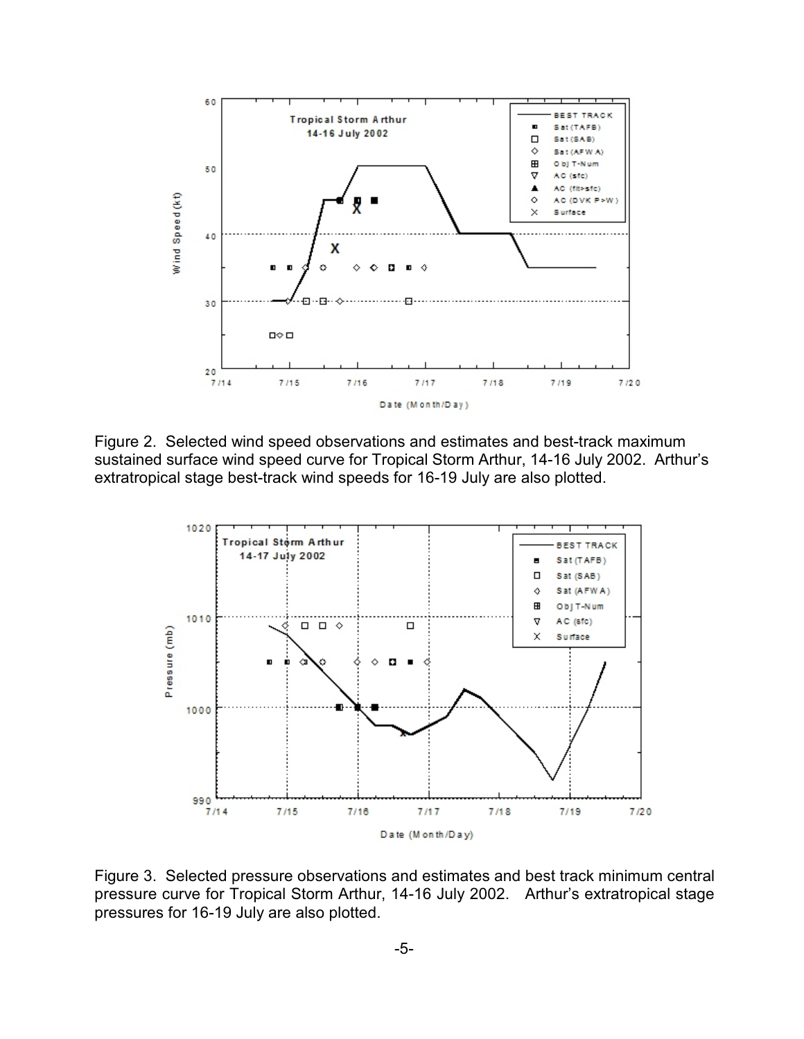Tropical Storm Arthur
14-16 July 2002

BEST TRACK
Sat (TAFB)
Sat (SAB)
Sat (AFWA)
Obj T-Num
AC (sfc)
AC (flt>sfc)
AC (DVK P>W)
Surface

Wind Speed (kt)

60
50
40
30
20

7/14 7/15 7/16 7/17 7/18 7/19 7/20

Date (Month/Day)

Figure 2. Selected wind speed observations and estimates and best-track maximum sustained surface wind speed curve for Tropical Storm Arthur, 14-16 July 2002. Arthur's extratropical stage best-track wind speeds for 16-19 July are also plotted.

Tropical Storm Arthur
14-17 July 2002

BEST TRACK
Sat (TAFB)
Sat (SAB)
Sat (AFWA)
Obj T-Num
AC (sfc)
Surface

Pressure (mb)

1020
1010
1000
990

7/14 7/15 7/16 7/17 7/18 7/19 7/20

Date (Month/Day)

Figure 3. Selected pressure observations and estimates and best track minimum central pressure curve for Tropical Storm Arthur, 14-16 July 2002. Arthur's extratropical stage pressures for 16-19 July are also plotted.